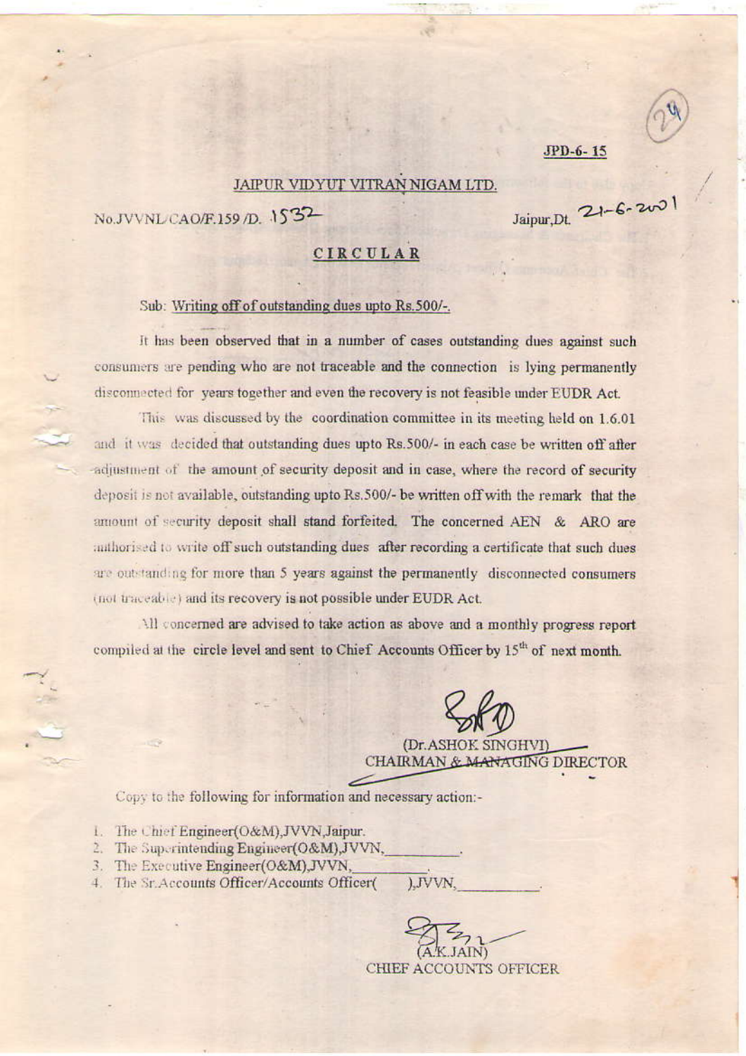JPD-6- 15

## JAIPUR VIDYUT VITRAN NIGAM LTD.

No.JVVNL/CAO/F.159 /D. 1532

Jaipur,Dt. 21-6-2001

## CIRCULAR

Sub: Writing off of outstanding dues upto Rs.500/-.

It has been observed that in a number of cases outstanding dues against such consumers are pending who are not traceable and the connection is lying permanently disconnected for years together and even the recovery is not feasible under EUDR Act.

This was discussed by the coordination committee in its meeting held on 1.6.01 and it was decided that outstanding dues upto Rs.500/- in each case be written off after adjustment of the amount of security deposit and in case, where the record of security deposit is not available, outstanding upto Rs.500/- be written off with the remark that the amount of security deposit shall stand forfeited. The concerned AEN & ARO are authorised to write off such outstanding dues after recording a certificate that such dues are outstanding for more than 5 years against the permanently disconnected consumers (not traceable) and its recovery is not possible under EUDR Act.

All concerned are advised to take action as above and a monthly progress report compiled at the circle level and sent to Chief Accounts Officer by 15th of next month.

(Dr.ASHOK SINGHVI)
CHAIRMAN & MANAGING DIRECTOR

Copy to the following for information and necessary action:-

1. The Chief Engineer(O&M),JVVN,Jaipur.
2. The Superintending Engineer(O&M),JVVN,\_\_\_\_\_\_\_\_\_.
3. The Executive Engineer(O&M),JVVN,\_\_\_\_\_\_\_\_\_.
4. The Sr.Accounts Officer/Accounts Officer(     ),JVVN,\_\_\_\_\_\_\_\_\_.

(A.K.JAIN)
CHIEF ACCOUNTS OFFICER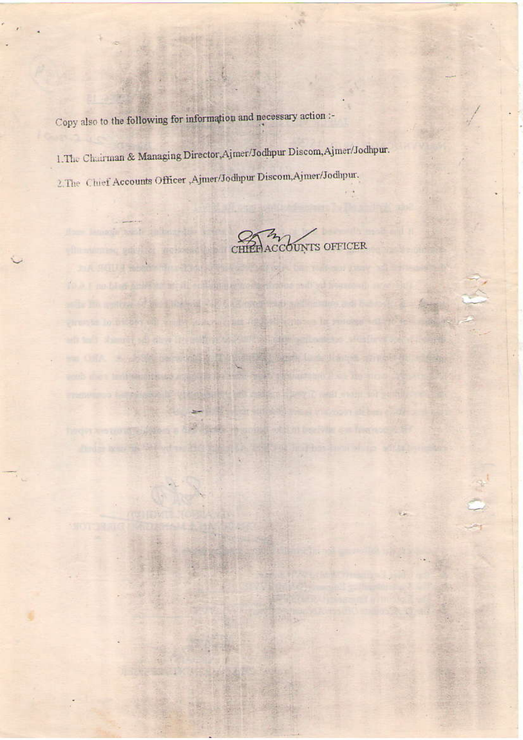Copy also to the following for information and necessary action :-

1. The Chairman & Managing Director, Ajmer/Jodhpur Discom, Ajmer/Jodhpur.

2. The Chief Accounts Officer, Ajmer/Jodhpur Discom, Ajmer/Jodhpur.

CHIEF ACCOUNTS OFFICER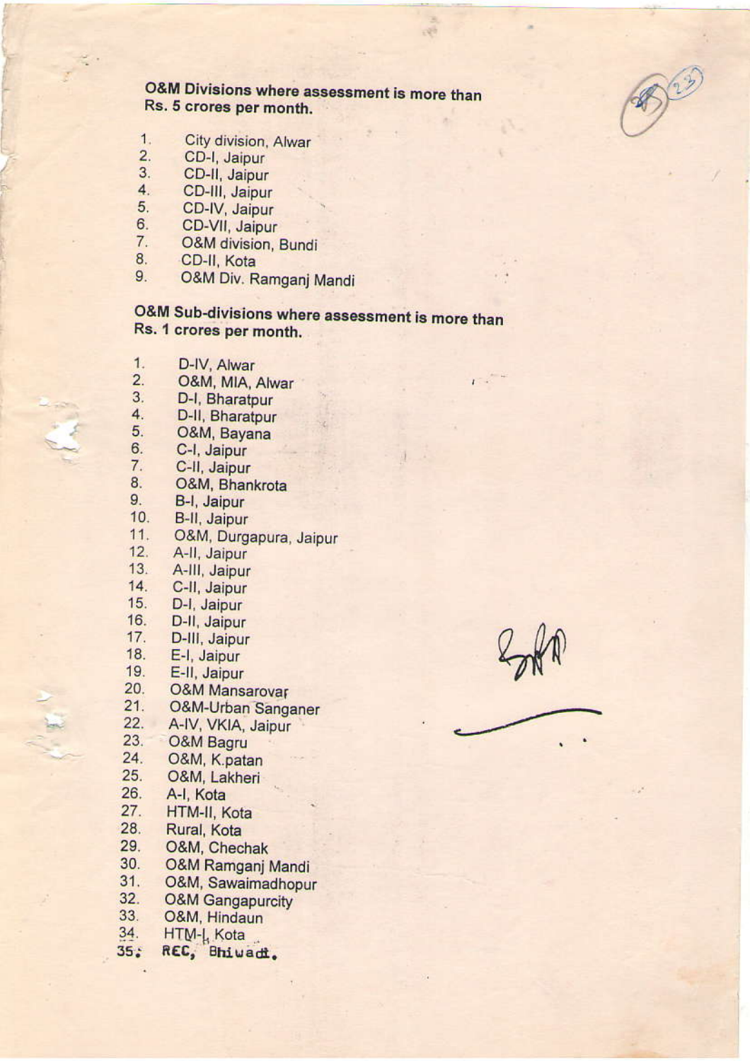**O&M Divisions where assessment is more than Rs. 5 crores per month.**

1. City division, Alwar
2. CD-I, Jaipur
3. CD-II, Jaipur
4. CD-III, Jaipur
5. CD-IV, Jaipur
6. CD-VII, Jaipur
7. O&M division, Bundi
8. CD-II, Kota
9. O&M Div. Ramganj Mandi

**O&M Sub-divisions where assessment is more than Rs. 1 crores per month.**

1. D-IV, Alwar
2. O&M, MIA, Alwar
3. D-I, Bharatpur
4. D-II, Bharatpur
5. O&M, Bayana
6. C-I, Jaipur
7. C-II, Jaipur
8. O&M, Bhankrota
9. B-I, Jaipur
10. B-II, Jaipur
11. O&M, Durgapura, Jaipur
12. A-II, Jaipur
13. A-III, Jaipur
14. C-II, Jaipur
15. D-I, Jaipur
16. D-II, Jaipur
17. D-III, Jaipur
18. E-I, Jaipur
19. E-II, Jaipur
20. O&M Mansarovar
21. O&M-Urban Sanganer
22. A-IV, VKIA, Jaipur
23. O&M Bagru
24. O&M, K.patan
25. O&M, Lakheri
26. A-I, Kota
27. HTM-II, Kota
28. Rural, Kota
29. O&M, Chechak
30. O&M Ramganj Mandi
31. O&M, Sawaimadhopur
32. O&M Gangapurcity
33. O&M, Hindaun
34. HTM-I, Kota
35. REC, Bhiwadi.